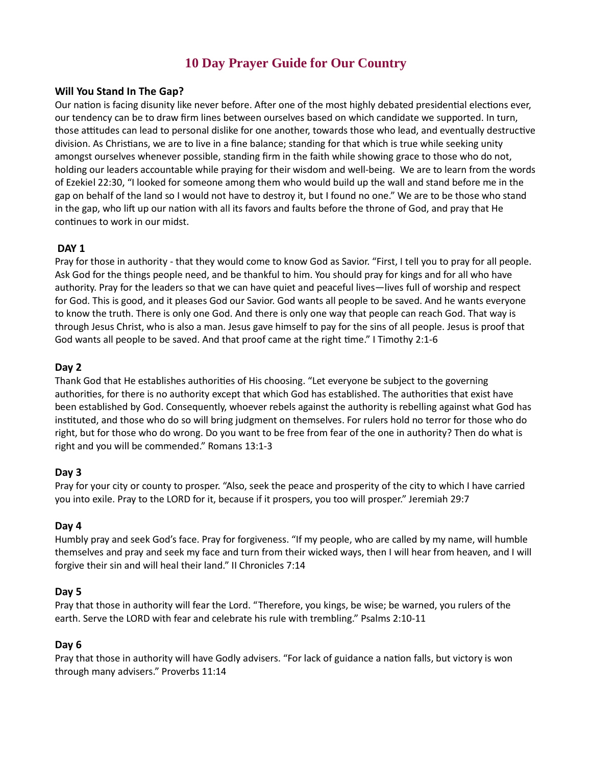# 10 Day Prayer Guide for Our Country

## Will You Stand In The Gap?

Our nation is facing disunity like never before. After one of the most highly debated presidential elections ever, our tendency can be to draw firm lines between ourselves based on which candidate we supported. In turn, those attitudes can lead to personal dislike for one another, towards those who lead, and eventually destructive division. As Christians, we are to live in a fine balance; standing for that which is true while seeking unity amongst ourselves whenever possible, standing firm in the faith while showing grace to those who do not, holding our leaders accountable while praying for their wisdom and well-being. We are to learn from the words of Ezekiel 22:30, "I looked for someone among them who would build up the wall and stand before me in the gap on behalf of the land so I would not have to destroy it, but I found no one." We are to be those who stand in the gap, who lift up our nation with all its favors and faults before the throne of God, and pray that He continues to work in our midst.

## DAY 1

Pray for those in authority - that they would come to know God as Savior. "First, I tell you to pray for all people. Ask God for the things people need, and be thankful to him. You should pray for kings and for all who have authority. Pray for the leaders so that we can have quiet and peaceful lives—lives full of worship and respect for God. This is good, and it pleases God our Savior. God wants all people to be saved. And he wants everyone to know the truth. There is only one God. And there is only one way that people can reach God. That way is through Jesus Christ, who is also a man. Jesus gave himself to pay for the sins of all people. Jesus is proof that God wants all people to be saved. And that proof came at the right time." I Timothy 2:1-6

## Day 2

Thank God that He establishes authorities of His choosing. "Let everyone be subject to the governing authorities, for there is no authority except that which God has established. The authorities that exist have been established by God. Consequently, whoever rebels against the authority is rebelling against what God has instituted, and those who do so will bring judgment on themselves. For rulers hold no terror for those who do right, but for those who do wrong. Do you want to be free from fear of the one in authority? Then do what is right and you will be commended." Romans 13:1-3

## Day 3

Pray for your city or county to prosper. "Also, seek the peace and prosperity of the city to which I have carried you into exile. Pray to the LORD for it, because if it prospers, you too will prosper." Jeremiah 29:7

## Day 4

Humbly pray and seek God's face. Pray for forgiveness. "If my people, who are called by my name, will humble themselves and pray and seek my face and turn from their wicked ways, then I will hear from heaven, and I will forgive their sin and will heal their land." II Chronicles 7:14

## Day 5

Pray that those in authority will fear the Lord. "Therefore, you kings, be wise; be warned, you rulers of the earth. Serve the LORD with fear and celebrate his rule with trembling." Psalms 2:10-11

## Day 6

Pray that those in authority will have Godly advisers. "For lack of guidance a nation falls, but victory is won through many advisers." Proverbs 11:14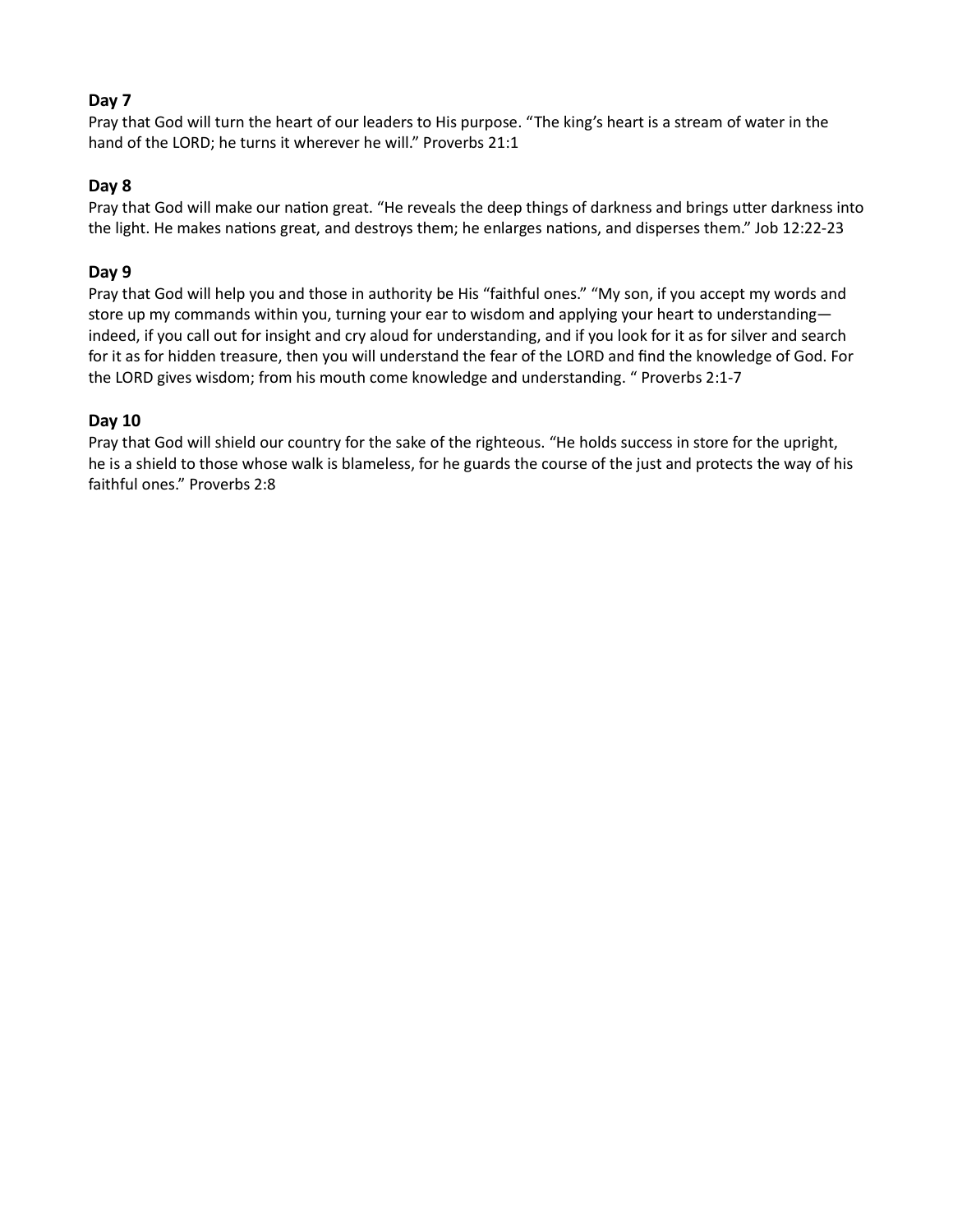**Day 7**

Pray that God will turn the heart of our leaders to His purpose. “The king’s heart is a stream of water in the hand of the LORD; he turns it wherever he will.” Proverbs 21:1

**Day 8**

Pray that God will make our nation great. “He reveals the deep things of darkness and brings utter darkness into the light. He makes nations great, and destroys them; he enlarges nations, and disperses them.” Job 12:22-23

**Day 9**

Pray that God will help you and those in authority be His “faithful ones.” “My son, if you accept my words and store up my commands within you, turning your ear to wisdom and applying your heart to understanding—indeed, if you call out for insight and cry aloud for understanding, and if you look for it as for silver and search for it as for hidden treasure, then you will understand the fear of the LORD and find the knowledge of God. For the LORD gives wisdom; from his mouth come knowledge and understanding. “ Proverbs 2:1-7

**Day 10**

Pray that God will shield our country for the sake of the righteous. “He holds success in store for the upright, he is a shield to those whose walk is blameless, for he guards the course of the just and protects the way of his faithful ones.” Proverbs 2:8